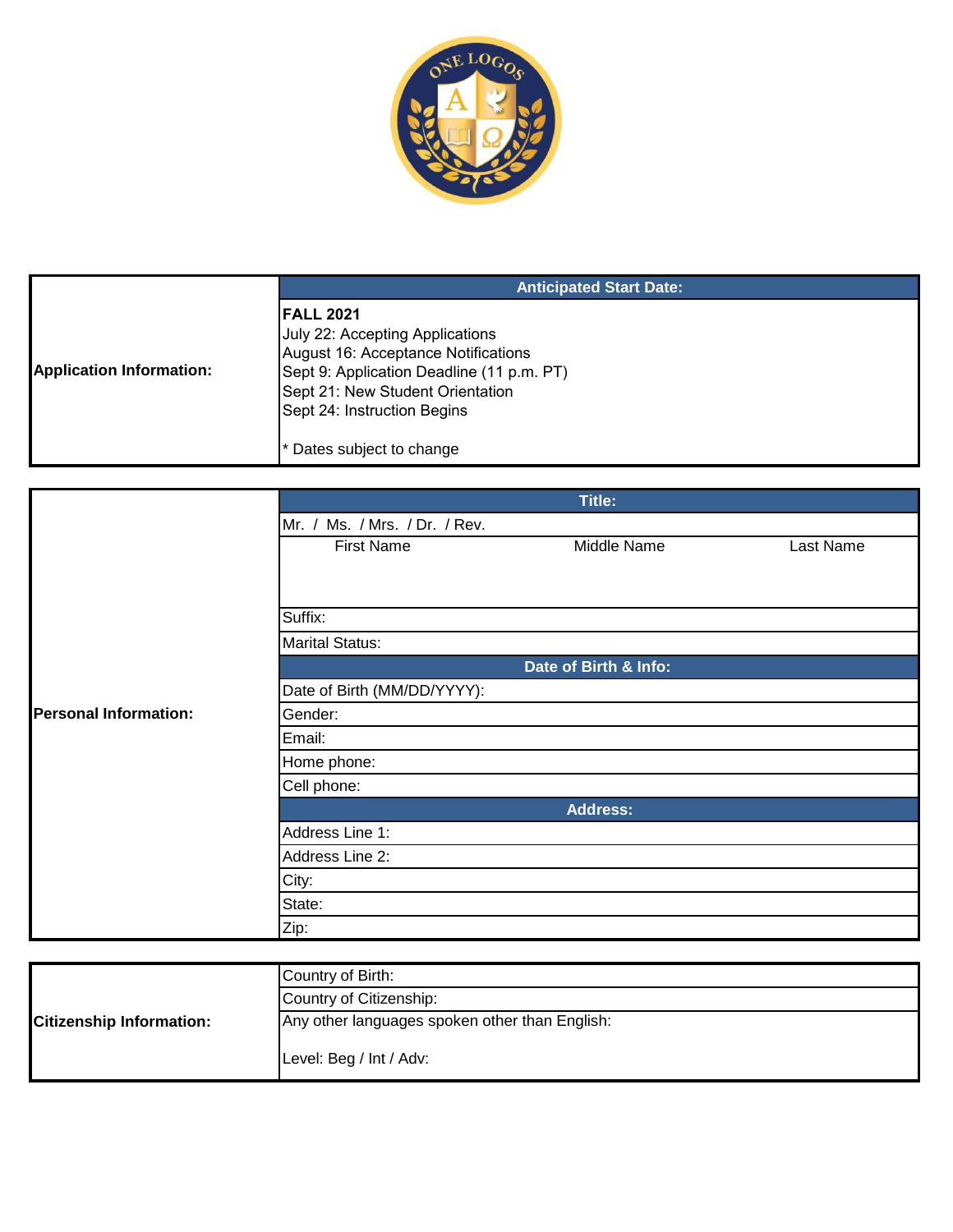| Application Information: | Anticipated Start Date: |
|---|---|
| | **FALL 2021**<br>July 22: Accepting Applications<br>August 16: Acceptance Notifications<br>Sept 9: Application Deadline (11 p.m. PT)<br>Sept 21: New Student Orientation<br>Sept 24: Instruction Begins<br><br>* Dates subject to change |

| Personal Information: | Title: | | |
|---|---|---|---|
| | Mr. / Ms. / Mrs. / Dr. / Rev. | | |
| | First Name | Middle Name | Last Name |
| | Suffix: | | |
| | Marital Status: | | |
| | **Date of Birth & Info:** | | |
| | Date of Birth (MM/DD/YYYY): | | |
| | Gender: | | |
| | Email: | | |
| | Home phone: | | |
| | Cell phone: | | |
| | **Address:** | | |
| | Address Line 1: | | |
| | Address Line 2: | | |
| | City: | | |
| | State: | | |
| | Zip: | | |

| Citizenship Information: | |
|---|---|
| | Country of Birth: |
| | Country of Citizenship: |
| | Any other languages spoken other than English:<br><br>Level: Beg / Int / Adv: |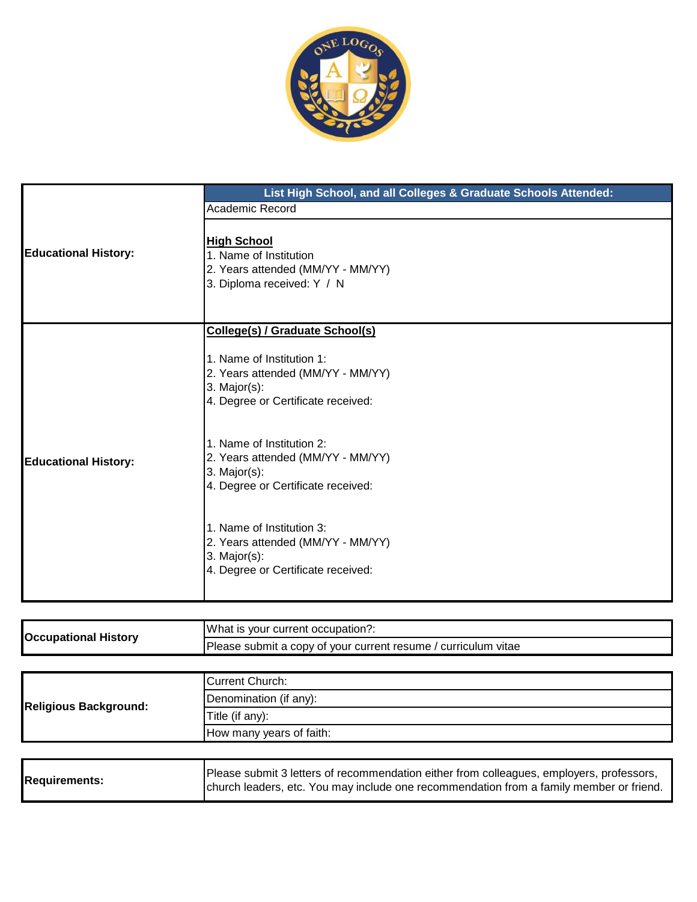| Educational History: | List High School, and all Colleges & Graduate Schools Attended: |
|---|---|
| | Academic Record |
| | **High School**<br>1. Name of Institution<br>2. Years attended (MM/YY - MM/YY)<br>3. Diploma received: Y / N |
| Educational History: | **College(s) / Graduate School(s)**<br><br>1. Name of Institution 1:<br>2. Years attended (MM/YY - MM/YY)<br>3. Major(s):<br>4. Degree or Certificate received:<br><br>1. Name of Institution 2:<br>2. Years attended (MM/YY - MM/YY)<br>3. Major(s):<br>4. Degree or Certificate received:<br><br>1. Name of Institution 3:<br>2. Years attended (MM/YY - MM/YY)<br>3. Major(s):<br>4. Degree or Certificate received: |

| Occupational History | What is your current occupation?: |
|---|---|
| | Please submit a copy of your current resume / curriculum vitae |

| Religious Background: | Current Church: |
|---|---|
| | Denomination (if any): |
| | Title (if any): |
| | How many years of faith: |

| Requirements: | Please submit 3 letters of recommendation either from colleagues, employers, professors, church leaders, etc. You may include one recommendation from a family member or friend. |
|---|---|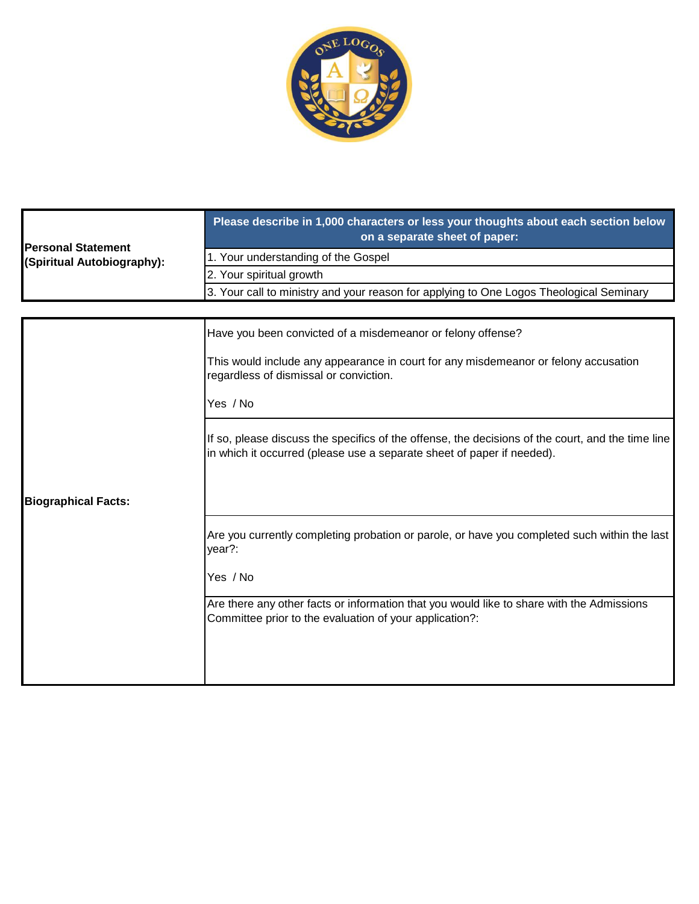| Personal Statement (Spiritual Autobiography): | Please describe in 1,000 characters or less your thoughts about each section below on a separate sheet of paper: |
|---|---|
| | 1. Your understanding of the Gospel |
| | 2. Your spiritual growth |
| | 3. Your call to ministry and your reason for applying to One Logos Theological Seminary |

| Biographical Facts: | |
|---|---|
| | Have you been convicted of a misdemeanor or felony offense?<br><br>This would include any appearance in court for any misdemeanor or felony accusation regardless of dismissal or conviction.<br><br>Yes / No |
| | If so, please discuss the specifics of the offense, the decisions of the court, and the time line in which it occurred (please use a separate sheet of paper if needed). |
| | Are you currently completing probation or parole, or have you completed such within the last year?:<br><br>Yes / No |
| | Are there any other facts or information that you would like to share with the Admissions Committee prior to the evaluation of your application?: |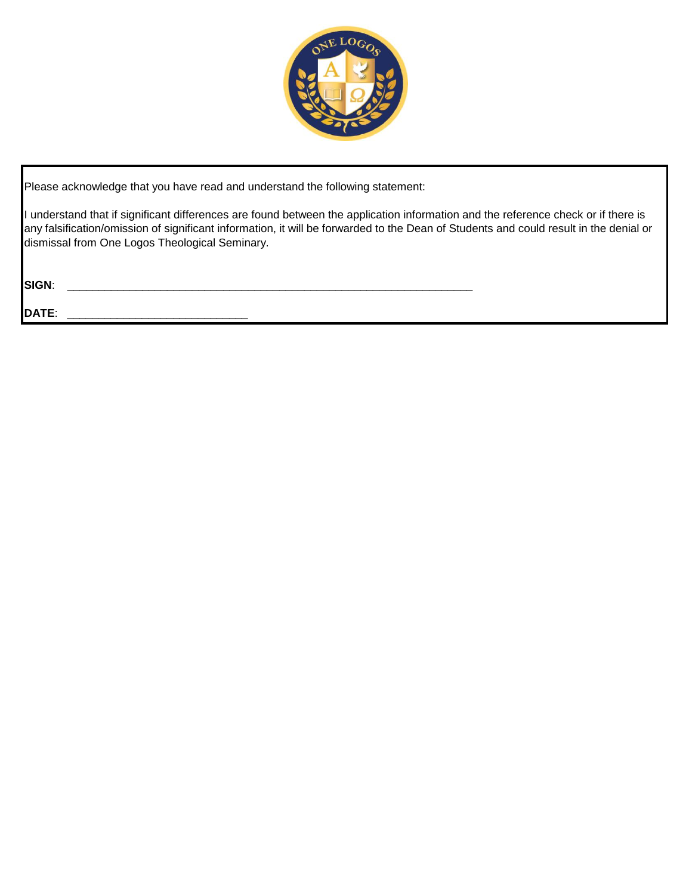Please acknowledge that you have read and understand the following statement:

I understand that if significant differences are found between the application information and the reference check or if there is any falsification/omission of significant information, it will be forwarded to the Dean of Students and could result in the denial or dismissal from One Logos Theological Seminary.

**SIGN**: _______________________________________________

**DATE**: ____________________________